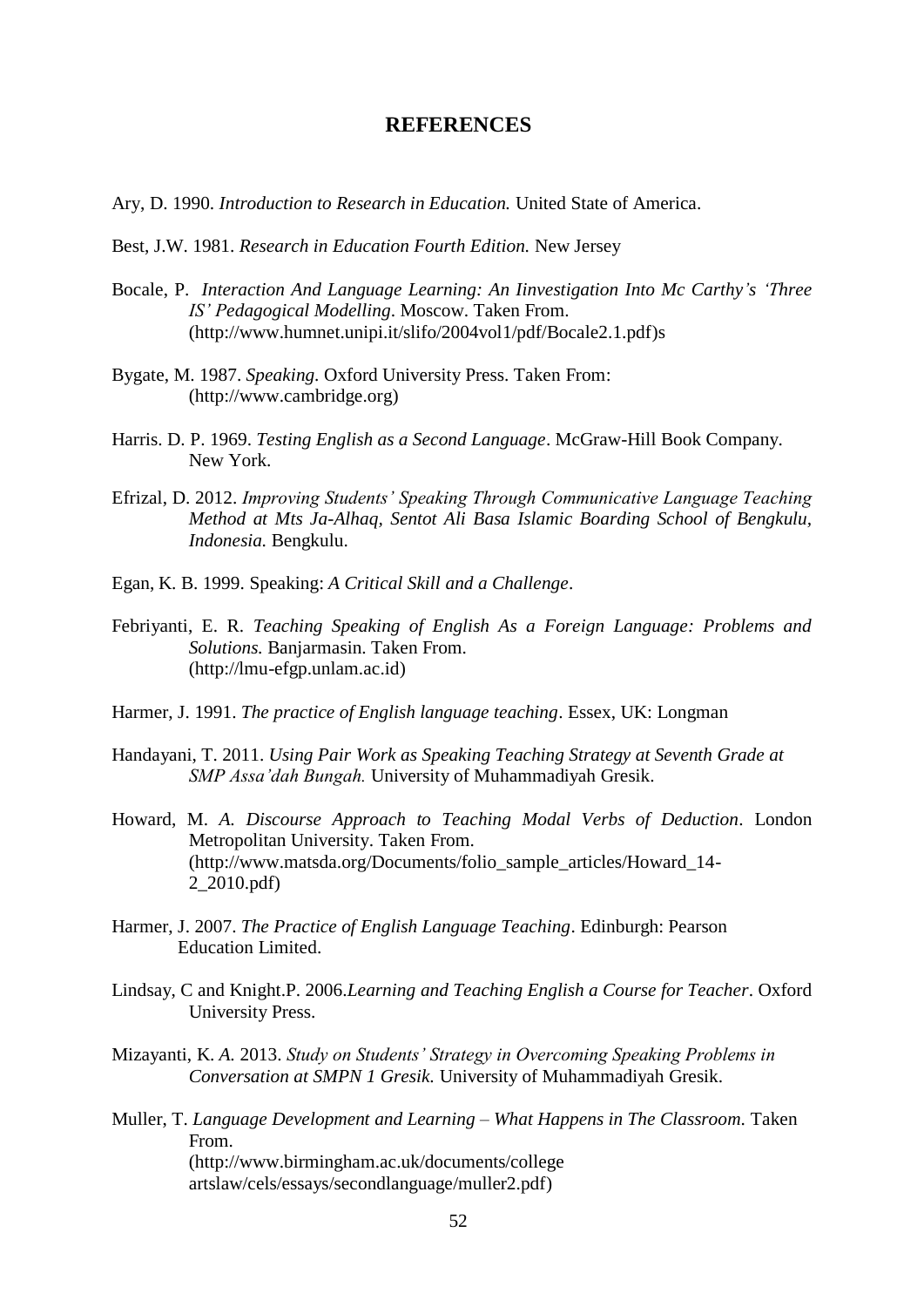# REFERENCES

Ary, D. 1990. *Introduction to Research in Education.* United State of America.

Best, J.W. 1981. *Research in Education Fourth Edition.* New Jersey

Bocale, P. *Interaction And Language Learning: An Iinvestigation Into Mc Carthy's 'Three IS' Pedagogical Modelling*. Moscow. Taken From. (http://www.humnet.unipi.it/slifo/2004vol1/pdf/Bocale2.1.pdf)s

Bygate, M. 1987. *Speaking.* Oxford University Press. Taken From: (http://www.cambridge.org)

Harris. D. P. 1969. *Testing English as a Second Language*. McGraw-Hill Book Company. New York.

Efrizal, D. 2012. *Improving Students' Speaking Through Communicative Language Teaching Method at Mts Ja-Alhaq, Sentot Ali Basa Islamic Boarding School of Bengkulu, Indonesia.* Bengkulu.

Egan, K. B. 1999. Speaking: *A Critical Skill and a Challenge*.

Febriyanti, E. R. *Teaching Speaking of English As a Foreign Language: Problems and Solutions.* Banjarmasin. Taken From. (http://lmu-efgp.unlam.ac.id)

Harmer, J. 1991. *The practice of English language teaching*. Essex, UK: Longman

Handayani, T. 2011. *Using Pair Work as Speaking Teaching Strategy at Seventh Grade at SMP Assa'dah Bungah.* University of Muhammadiyah Gresik.

Howard, M. *A. Discourse Approach to Teaching Modal Verbs of Deduction*. London Metropolitan University. Taken From. (http://www.matsda.org/Documents/folio_sample_articles/Howard_14-2_2010.pdf)

Harmer, J. 2007. *The Practice of English Language Teaching*. Edinburgh: Pearson Education Limited.

Lindsay, C and Knight.P. 2006.*Learning and Teaching English a Course for Teacher*. Oxford University Press.

Mizayanti, K. *A.* 2013. *Study on Students' Strategy in Overcoming Speaking Problems in Conversation at SMPN 1 Gresik.* University of Muhammadiyah Gresik.

Muller, T. *Language Development and Learning – What Happens in The Classroom.* Taken From. (http://www.birmingham.ac.uk/documents/college artslaw/cels/essays/secondlanguage/muller2.pdf)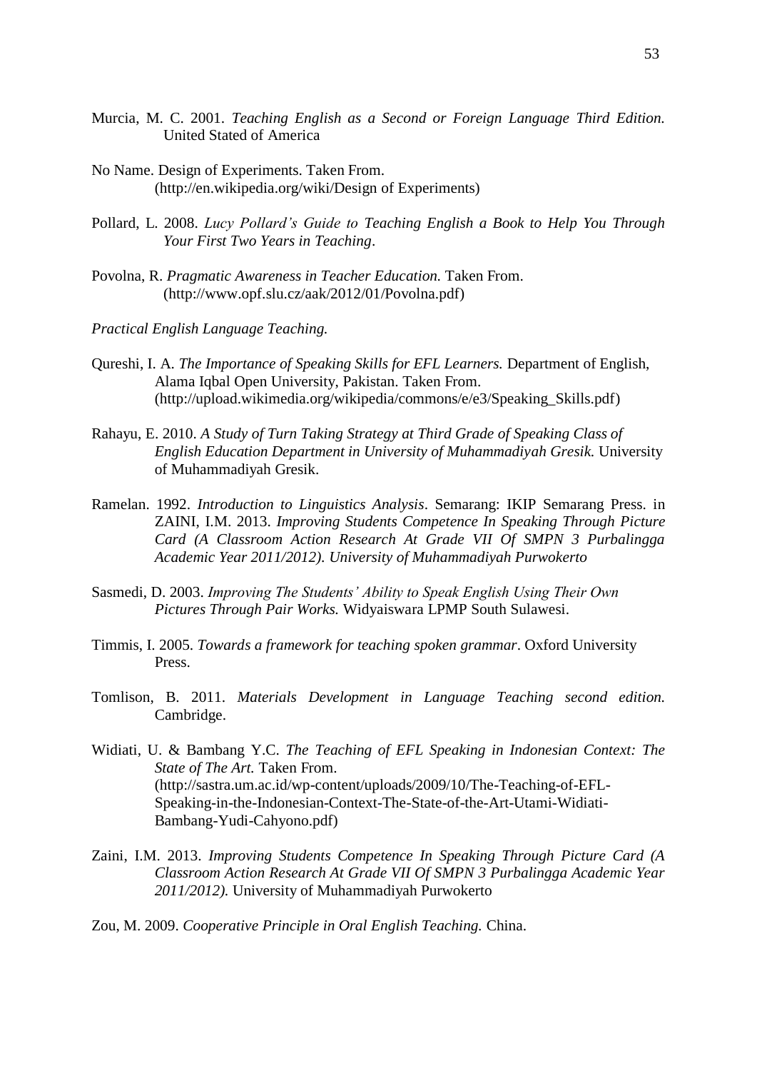Murcia, M. C. 2001. *Teaching English as a Second or Foreign Language Third Edition.* United Stated of America

No Name. Design of Experiments. Taken From. (http://en.wikipedia.org/wiki/Design of Experiments)

Pollard, L. 2008. *Lucy Pollard's Guide to Teaching English a Book to Help You Through Your First Two Years in Teaching*.

Povolna, R. *Pragmatic Awareness in Teacher Education.* Taken From. (http://www.opf.slu.cz/aak/2012/01/Povolna.pdf)

*Practical English Language Teaching.*

Qureshi, I. A. *The Importance of Speaking Skills for EFL Learners.* Department of English, Alama Iqbal Open University, Pakistan. Taken From. (http://upload.wikimedia.org/wikipedia/commons/e/e3/Speaking_Skills.pdf)

Rahayu, E. 2010. *A Study of Turn Taking Strategy at Third Grade of Speaking Class of English Education Department in University of Muhammadiyah Gresik.* University of Muhammadiyah Gresik.

Ramelan. 1992. *Introduction to Linguistics Analysis*. Semarang: IKIP Semarang Press. in ZAINI, I.M. 2013. *Improving Students Competence In Speaking Through Picture Card (A Classroom Action Research At Grade VII Of SMPN 3 Purbalingga Academic Year 2011/2012). University of Muhammadiyah Purwokerto*

Sasmedi, D. 2003. *Improving The Students' Ability to Speak English Using Their Own Pictures Through Pair Works.* Widyaiswara LPMP South Sulawesi.

Timmis, I. 2005. *Towards a framework for teaching spoken grammar*. Oxford University Press.

Tomlison, B. 2011. *Materials Development in Language Teaching second edition.* Cambridge.

Widiati, U. & Bambang Y.C. *The Teaching of EFL Speaking in Indonesian Context: The State of The Art.* Taken From. (http://sastra.um.ac.id/wp-content/uploads/2009/10/The-Teaching-of-EFL-Speaking-in-the-Indonesian-Context-The-State-of-the-Art-Utami-Widiati-Bambang-Yudi-Cahyono.pdf)

Zaini, I.M. 2013. *Improving Students Competence In Speaking Through Picture Card (A Classroom Action Research At Grade VII Of SMPN 3 Purbalingga Academic Year 2011/2012).* University of Muhammadiyah Purwokerto

Zou, M. 2009. *Cooperative Principle in Oral English Teaching.* China.